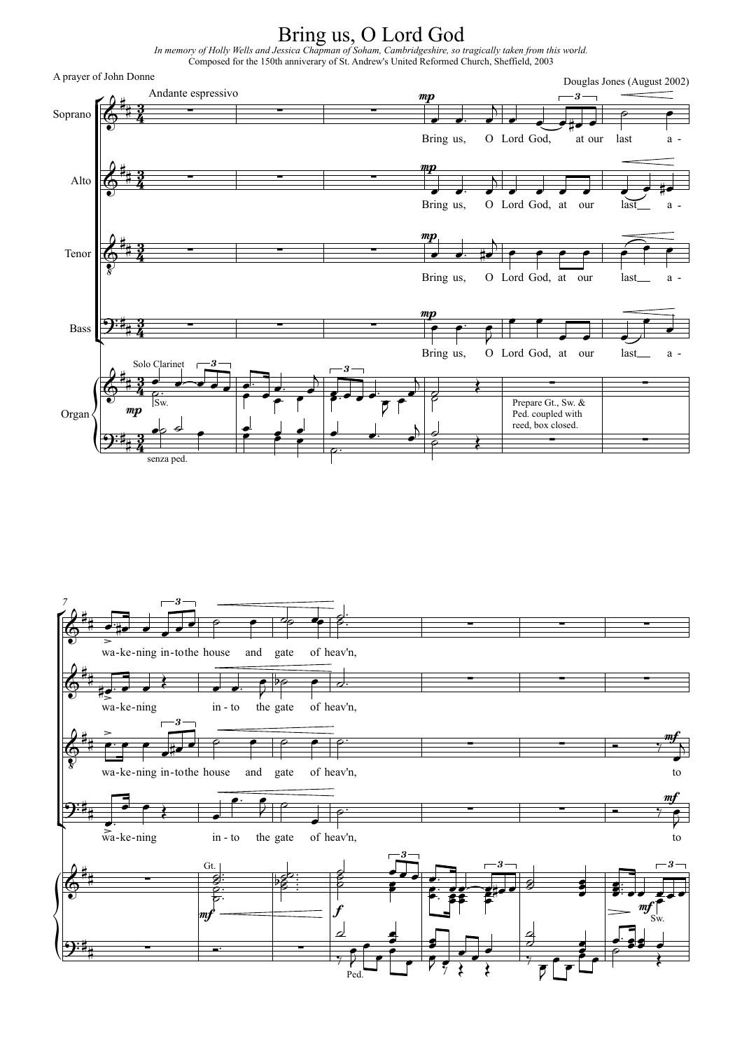# Bring us, O Lord God

*In memory of Holly Wells and Jessica Chapman of Soham, Cambridgeshire, so tragically taken from this world.*

Composed for the 150th anniversary of St. Andrew's United Reformed Church, Sheffield, 2003

A prayer of John Donne

Douglas Jones (August 2002)

Andante espressivo

Soprano: Bring us, O Lord God, at our last a - wa-ke-ning in-to the house and gate of heav'n,

Alto: Bring us, O Lord God, at our last a - wa-ke-ning in-to the gate of heav'n,

Tenor: Bring us, O Lord God, at our last a - wa-ke-ning in-to the house and gate of heav'n, to

Bass: Bring us, O Lord God, at our last a - wa-ke-ning in-to the gate of heav'n, to

Organ: Solo Clarinet, Sw., senza ped. Prepare Gt., Sw. & Ped. coupled with reed, box closed. Gt. Ped. Sw.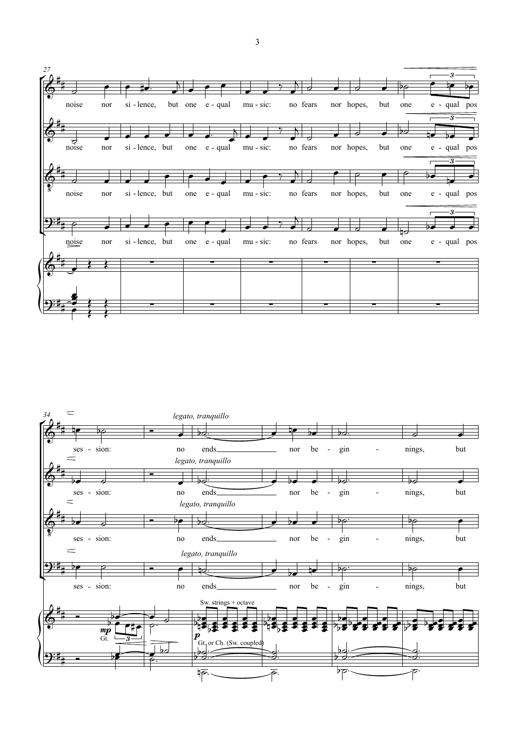27

noise nor si - lence, but one e - qual mu - sic: no fears nor hopes, but one e - qual pos

34

*legato, tranquillo*

ses - sion: no ends nor be - gin - nings, but

Sw. strings + octave

*mp*

Gt.

*p*

Gt. or Ch. (Sw. coupled)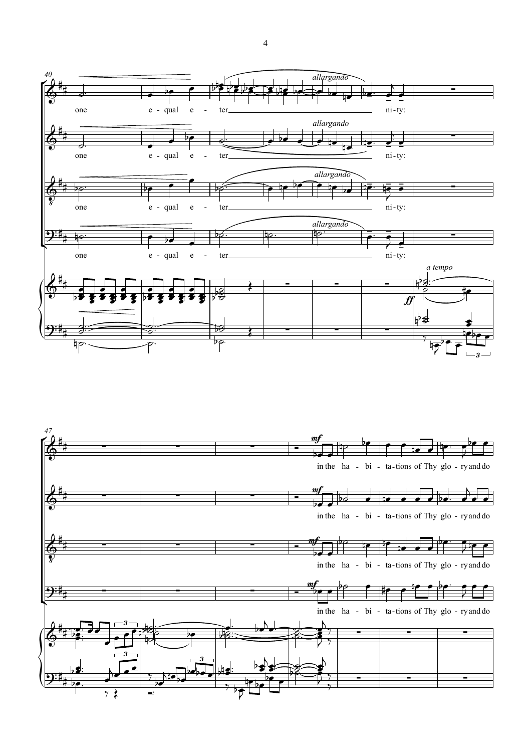40

one e - qual e - ter_______________ ni - ty:

*allargando*

*a tempo*

*ff*

47

*mf*

in the ha - bi - ta-tions of Thy glo - ry and do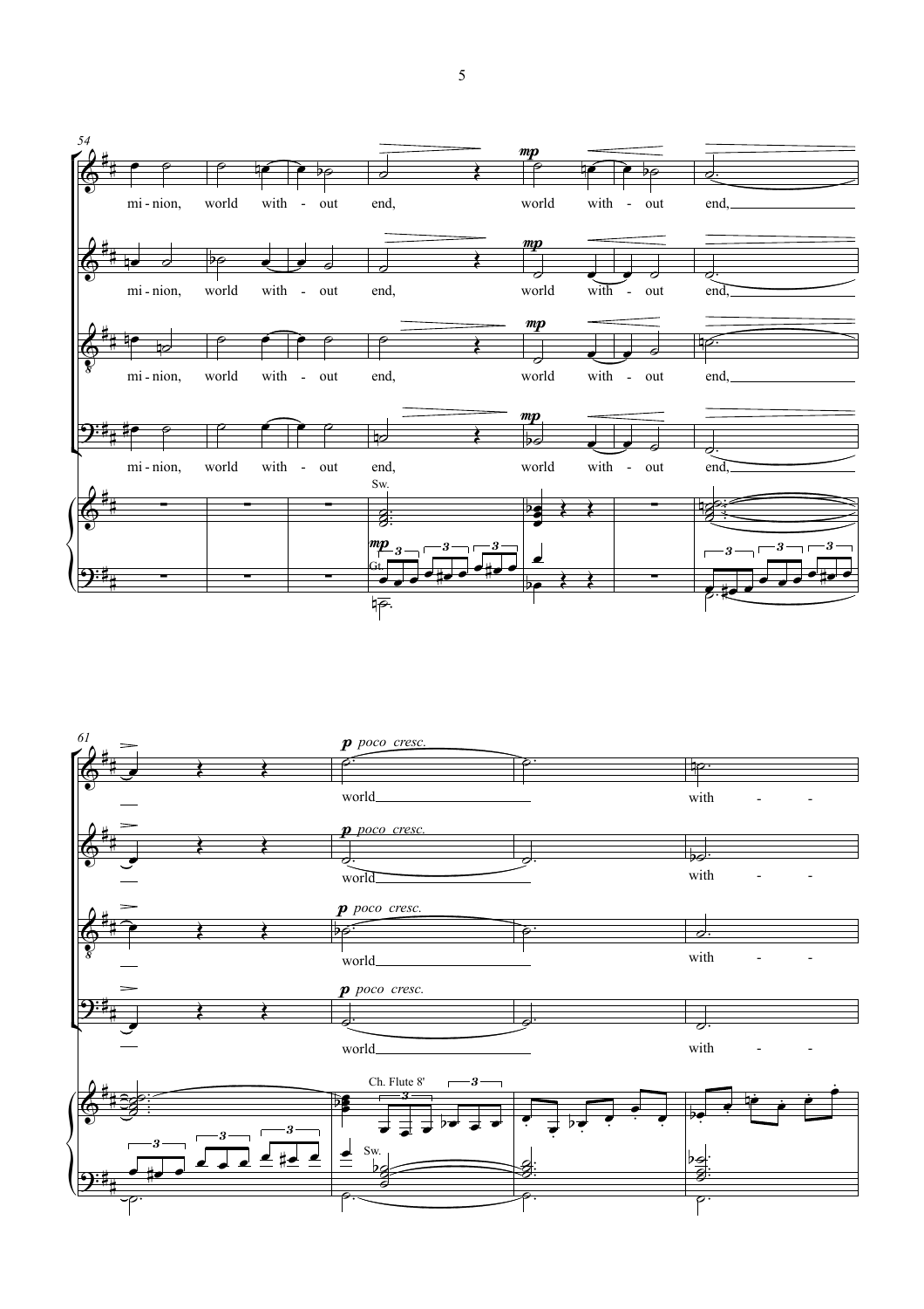54

mi - nion, world with - out end, world with - out end,

*mp*

Sw.

Gt.

61

*p poco cresc.*

world with - - -

Ch. Flute 8'

Sw.